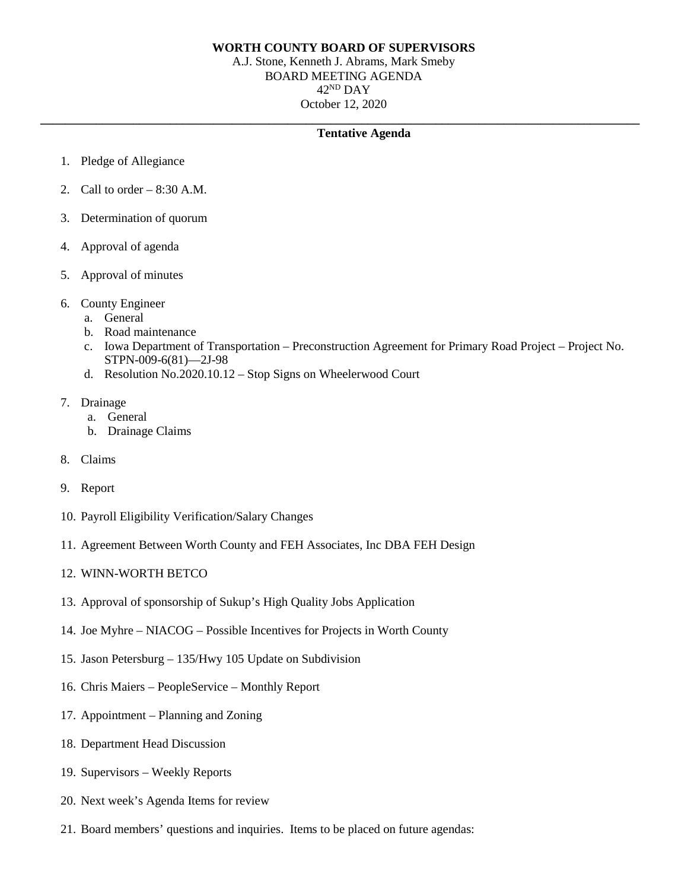**WORTH COUNTY BOARD OF SUPERVISORS**

A.J. Stone, Kenneth J. Abrams, Mark Smeby

BOARD MEETING AGENDA

42ND DAY

October 12, 2020

---

**Tentative Agenda**

1. Pledge of Allegiance
2. Call to order – 8:30 A.M.
3. Determination of quorum
4. Approval of agenda
5. Approval of minutes
6. County Engineer
   a. General
   b. Road maintenance
   c. Iowa Department of Transportation – Preconstruction Agreement for Primary Road Project – Project No. STPN-009-6(81)—2J-98
   d. Resolution No.2020.10.12 – Stop Signs on Wheelerwood Court
7. Drainage
   a. General
   b. Drainage Claims
8. Claims
9. Report
10. Payroll Eligibility Verification/Salary Changes
11. Agreement Between Worth County and FEH Associates, Inc DBA FEH Design
12. WINN-WORTH BETCO
13. Approval of sponsorship of Sukup's High Quality Jobs Application
14. Joe Myhre – NIACOG – Possible Incentives for Projects in Worth County
15. Jason Petersburg – 135/Hwy 105 Update on Subdivision
16. Chris Maiers – PeopleService – Monthly Report
17. Appointment – Planning and Zoning
18. Department Head Discussion
19. Supervisors – Weekly Reports
20. Next week's Agenda Items for review
21. Board members' questions and inquiries. Items to be placed on future agendas: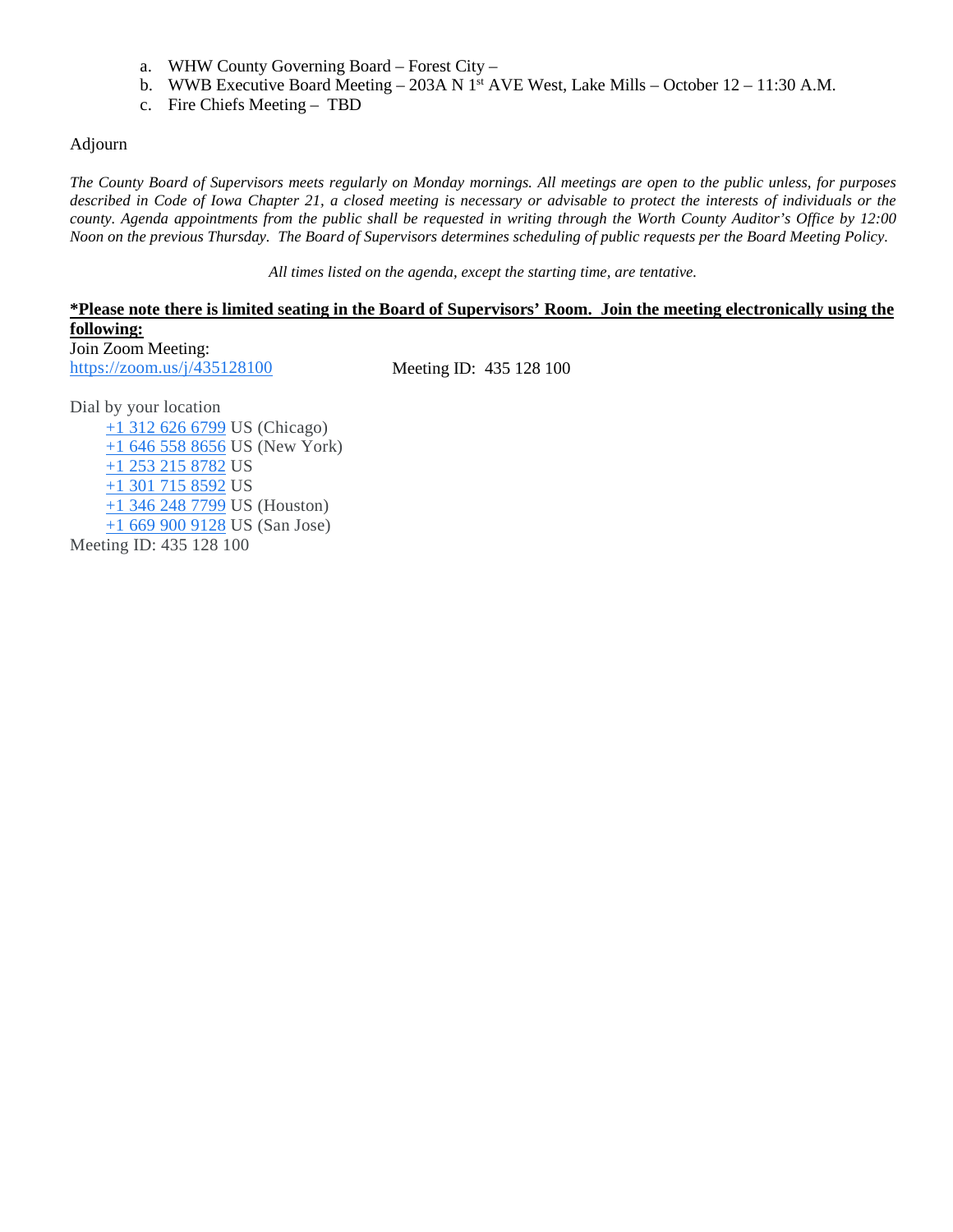a. WHW County Governing Board – Forest City –
b. WWB Executive Board Meeting – 203A N 1st AVE West, Lake Mills – October 12 – 11:30 A.M.
c. Fire Chiefs Meeting – TBD

Adjourn

*The County Board of Supervisors meets regularly on Monday mornings. All meetings are open to the public unless, for purposes described in Code of Iowa Chapter 21, a closed meeting is necessary or advisable to protect the interests of individuals or the county. Agenda appointments from the public shall be requested in writing through the Worth County Auditor's Office by 12:00 Noon on the previous Thursday. The Board of Supervisors determines scheduling of public requests per the Board Meeting Policy.*

*All times listed on the agenda, except the starting time, are tentative.*

**\*Please note there is limited seating in the Board of Supervisors' Room. Join the meeting electronically using the following:**

Join Zoom Meeting:
https://zoom.us/j/435128100 Meeting ID: 435 128 100

Dial by your location
+1 312 626 6799 US (Chicago)
+1 646 558 8656 US (New York)
+1 253 215 8782 US
+1 301 715 8592 US
+1 346 248 7799 US (Houston)
+1 669 900 9128 US (San Jose)
Meeting ID: 435 128 100